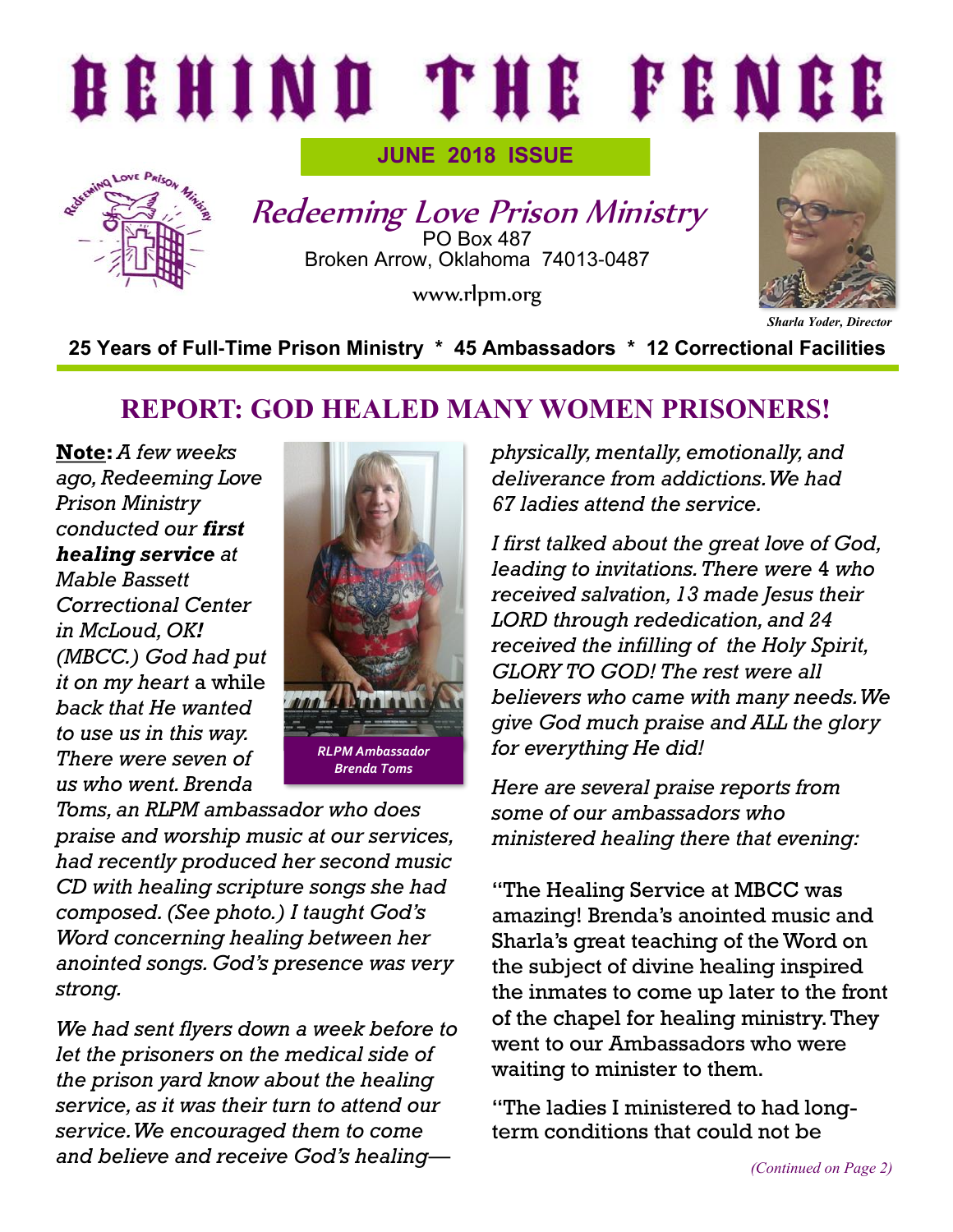# BEHIND THE FENCE

**JUNE 2018 ISSUE**

## Redeeming Love Prison Ministry

PO Box 487
Broken Arrow, Oklahoma 74013-0487

www.rlpm.org

*Sharla Yoder, Director*

**25 Years of Full-Time Prison Ministry * 45 Ambassadors * 12 Correctional Facilities**

## REPORT: GOD HEALED MANY WOMEN PRISONERS!

**Note:** *A few weeks ago, Redeeming Love Prison Ministry conducted our* ***first healing service*** *at Mable Bassett Correctional Center in McLoud, OK!* *(MBCC.) God had put it on my heart* a while *back that He wanted to use us in this way. There were seven of us who went. Brenda Toms, an RLPM ambassador who does praise and worship music at our services, had recently produced her second music CD with healing scripture songs she had composed. (See photo.) I taught God's Word concerning healing between her anointed songs. God's presence was very strong.*

*RLPM Ambassador Brenda Toms*

*We had sent flyers down a week before to let the prisoners on the medical side of the prison yard know about the healing service, as it was their turn to attend our service. We encouraged them to come and believe and receive God's healing—physically, mentally, emotionally, and deliverance from addictions. We had 67 ladies attend the service.*

*I first talked about the great love of God, leading to invitations. There were* 4 *who received salvation, 13 made Jesus their LORD through rededication, and 24 received the infilling of the Holy Spirit, GLORY TO GOD! The rest were all believers who came with many needs. We give God much praise and ALL the glory for everything He did!*

*Here are several praise reports from some of our ambassadors who ministered healing there that evening:*

"The Healing Service at MBCC was amazing! Brenda's anointed music and Sharla's great teaching of the Word on the subject of divine healing inspired the inmates to come up later to the front of the chapel for healing ministry. They went to our Ambassadors who were waiting to minister to them.

"The ladies I ministered to had long-term conditions that could not be

*(Continued on Page 2)*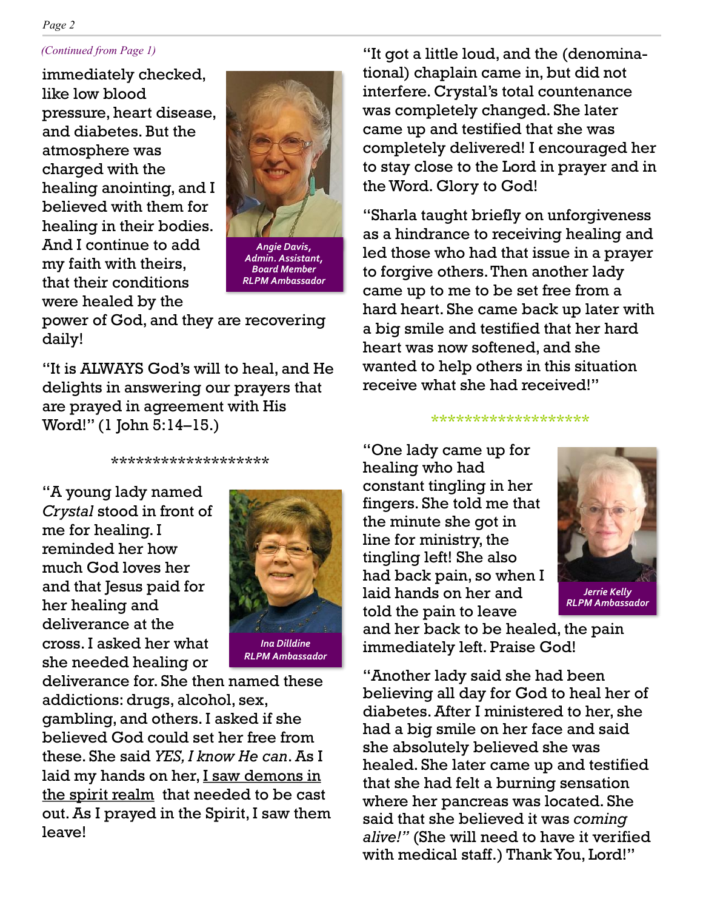*(Continued from Page 1)*

immediately checked, like low blood pressure, heart disease, and diabetes. But the atmosphere was charged with the healing anointing, and I believed with them for healing in their bodies. And I continue to add my faith with theirs, that their conditions were healed by the power of God, and they are recovering daily!

***Angie Davis, Admin. Assistant, Board Member RLPM Ambassador***

"It is ALWAYS God's will to heal, and He delights in answering our prayers that are prayed in agreement with His Word!" (1 John 5:14–15.)

*******************

"A young lady named *Crystal* stood in front of me for healing. I reminded her how much God loves her and that Jesus paid for her healing and deliverance at the cross. I asked her what she needed healing or deliverance for. She then named these addictions: drugs, alcohol, sex, gambling, and others. I asked if she believed God could set her free from these. She said *YES, I know He can*. As I laid my hands on her, <u>I saw demons in the spirit realm</u> that needed to be cast out. As I prayed in the Spirit, I saw them leave!

***Ina Dilldine RLPM Ambassador***

"It got a little loud, and the (denominational) chaplain came in, but did not interfere. Crystal's total countenance was completely changed. She later came up and testified that she was completely delivered! I encouraged her to stay close to the Lord in prayer and in the Word. Glory to God!

"Sharla taught briefly on unforgiveness as a hindrance to receiving healing and led those who had that issue in a prayer to forgive others. Then another lady came up to me to be set free from a hard heart. She came back up later with a big smile and testified that her hard heart was now softened, and she wanted to help others in this situation receive what she had received!"

*******************

"One lady came up for healing who had constant tingling in her fingers. She told me that the minute she got in line for ministry, the tingling left! She also had back pain, so when I laid hands on her and told the pain to leave and her back to be healed, the pain immediately left. Praise God!

***Jerrie Kelly RLPM Ambassador***

"Another lady said she had been believing all day for God to heal her of diabetes. After I ministered to her, she had a big smile on her face and said she absolutely believed she was healed. She later came up and testified that she had felt a burning sensation where her pancreas was located. She said that she believed it was *coming alive!"* (She will need to have it verified with medical staff.) Thank You, Lord!"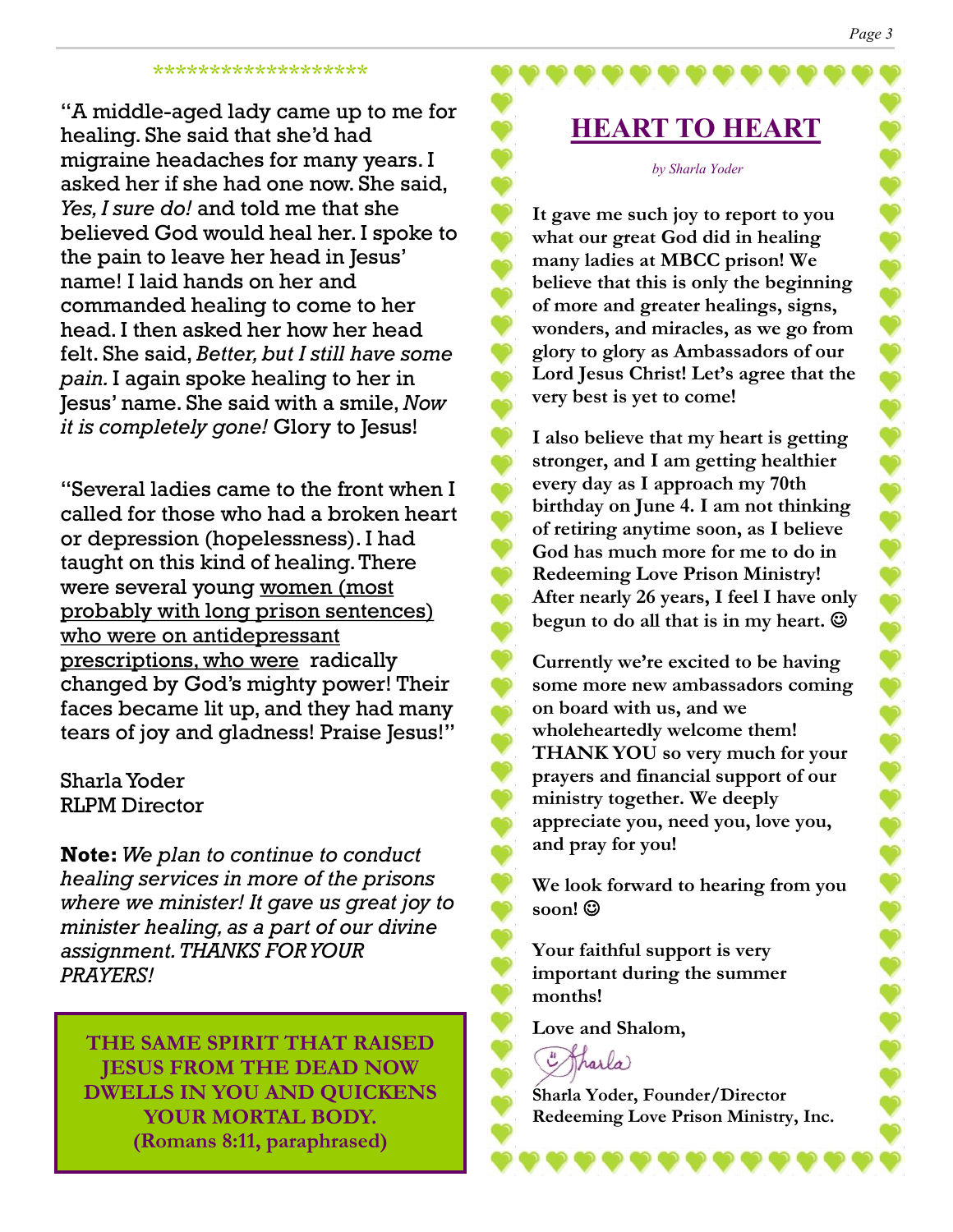*******************

"A middle-aged lady came up to me for healing. She said that she'd had migraine headaches for many years. I asked her if she had one now. She said, *Yes, I sure do!* and told me that she believed God would heal her. I spoke to the pain to leave her head in Jesus' name! I laid hands on her and commanded healing to come to her head. I then asked her how her head felt. She said, *Better, but I still have some pain.* I again spoke healing to her in Jesus' name. She said with a smile, *Now it is completely gone!* Glory to Jesus!

"Several ladies came to the front when I called for those who had a broken heart or depression (hopelessness). I had taught on this kind of healing. There were several young women (most probably with long prison sentences) who were on antidepressant prescriptions, who were radically changed by God's mighty power! Their faces became lit up, and they had many tears of joy and gladness! Praise Jesus!"

Sharla Yoder
RLPM Director

**Note:** *We plan to continue to conduct healing services in more of the prisons where we minister! It gave us great joy to minister healing, as a part of our divine assignment. THANKS FOR YOUR PRAYERS!*

**THE SAME SPIRIT THAT RAISED JESUS FROM THE DEAD NOW DWELLS IN YOU AND QUICKENS YOUR MORTAL BODY. (Romans 8:11, paraphrased)**

# HEART TO HEART

*by Sharla Yoder*

**It gave me such joy to report to you what our great God did in healing many ladies at MBCC prison! We believe that this is only the beginning of more and greater healings, signs, wonders, and miracles, as we go from glory to glory as Ambassadors of our Lord Jesus Christ! Let's agree that the very best is yet to come!**

**I also believe that my heart is getting stronger, and I am getting healthier every day as I approach my 70th birthday on June 4. I am not thinking of retiring anytime soon, as I believe God has much more for me to do in Redeeming Love Prison Ministry! After nearly 26 years, I feel I have only begun to do all that is in my heart. ☺**

**Currently we're excited to be having some more new ambassadors coming on board with us, and we wholeheartedly welcome them! THANK YOU so very much for your prayers and financial support of our ministry together. We deeply appreciate you, need you, love you, and pray for you!**

**We look forward to hearing from you soon! ☺**

**Your faithful support is very important during the summer months!**

**Love and Shalom,**

Sharla

**Sharla Yoder, Founder/Director**
**Redeeming Love Prison Ministry, Inc.**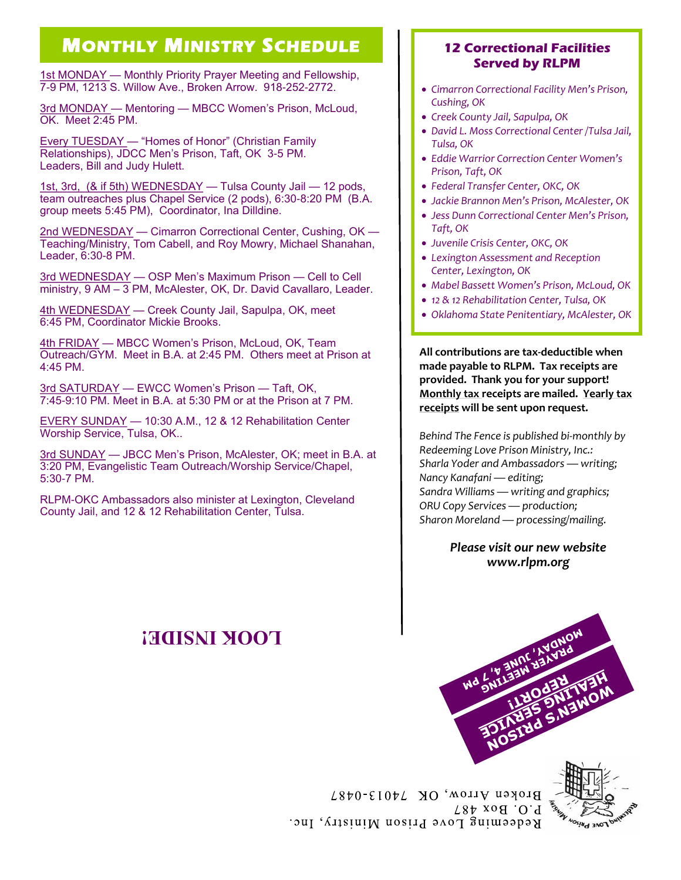## Monthly Ministry Schedule

1st MONDAY — Monthly Priority Prayer Meeting and Fellowship, 7-9 PM, 1213 S. Willow Ave., Broken Arrow. 918-252-2772.

3rd MONDAY — Mentoring — MBCC Women's Prison, McLoud, OK. Meet 2:45 PM.

Every TUESDAY — "Homes of Honor" (Christian Family Relationships), JDCC Men's Prison, Taft, OK 3-5 PM. Leaders, Bill and Judy Hulett.

1st, 3rd, (& if 5th) WEDNESDAY — Tulsa County Jail — 12 pods, team outreaches plus Chapel Service (2 pods), 6:30-8:20 PM (B.A. group meets 5:45 PM), Coordinator, Ina Dilldine.

2nd WEDNESDAY — Cimarron Correctional Center, Cushing, OK — Teaching/Ministry, Tom Cabell, and Roy Mowry, Michael Shanahan, Leader, 6:30-8 PM.

3rd WEDNESDAY — OSP Men's Maximum Prison — Cell to Cell ministry, 9 AM – 3 PM, McAlester, OK, Dr. David Cavallaro, Leader.

4th WEDNESDAY — Creek County Jail, Sapulpa, OK, meet 6:45 PM, Coordinator Mickie Brooks.

4th FRIDAY — MBCC Women's Prison, McLoud, OK, Team Outreach/GYM. Meet in B.A. at 2:45 PM. Others meet at Prison at 4:45 PM.

3rd SATURDAY — EWCC Women's Prison — Taft, OK, 7:45-9:10 PM. Meet in B.A. at 5:30 PM or at the Prison at 7 PM.

EVERY SUNDAY — 10:30 A.M., 12 & 12 Rehabilitation Center Worship Service, Tulsa, OK..

3rd SUNDAY — JBCC Men's Prison, McAlester, OK; meet in B.A. at 3:20 PM, Evangelistic Team Outreach/Worship Service/Chapel, 5:30-7 PM.

RLPM-OKC Ambassadors also minister at Lexington, Cleveland County Jail, and 12 & 12 Rehabilitation Center, Tulsa.

### 12 Correctional Facilities Served by RLPM

- *Cimarron Correctional Facility Men's Prison, Cushing, OK*
- *Creek County Jail, Sapulpa, OK*
- *David L. Moss Correctional Center /Tulsa Jail, Tulsa, OK*
- *Eddie Warrior Correction Center Women's Prison, Taft, OK*
- *Federal Transfer Center, OKC, OK*
- *Jackie Brannon Men's Prison, McAlester, OK*
- *Jess Dunn Correctional Center Men's Prison, Taft, OK*
- *Juvenile Crisis Center, OKC, OK*
- *Lexington Assessment and Reception Center, Lexington, OK*
- *Mabel Bassett Women's Prison, McLoud, OK*
- *12 & 12 Rehabilitation Center, Tulsa, OK*
- *Oklahoma State Penitentiary, McAlester, OK*

**All contributions are tax-deductible when made payable to RLPM. Tax receipts are provided. Thank you for your support! Monthly tax receipts are mailed. Yearly tax receipts will be sent upon request.**

*Behind The Fence is published bi-monthly by Redeeming Love Prison Ministry, Inc.:*
*Sharla Yoder and Ambassadors — writing;*
*Nancy Kanafani — editing;*
*Sandra Williams — writing and graphics;*
*ORU Copy Services — production;*
*Sharon Moreland — processing/mailing.*

***Please visit our new website www.rlpm.org***

**LOOK INSIDE!**

**MONDAY, JUNE 4, 7 PM PRAYER MEETING**

**WOMEN'S PRISON HEALING SERVICE REPORT!**

Redeeming Love Prison Ministry, Inc.
P.O. Box 487
Broken Arrow, OK 74013-0487